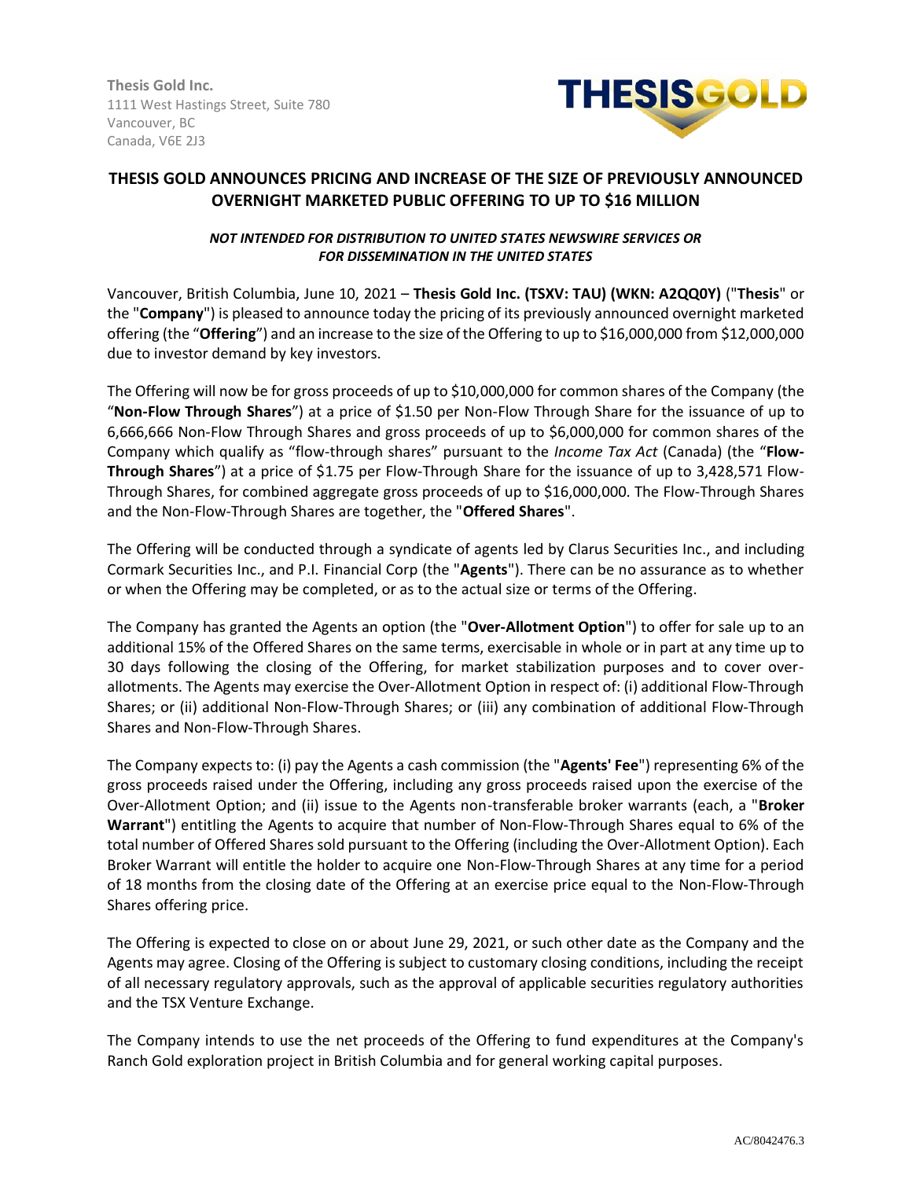**Thesis Gold Inc.**
1111 West Hastings Street, Suite 780
Vancouver, BC
Canada, V6E 2J3

THESISGOLD

## THESIS GOLD ANNOUNCES PRICING AND INCREASE OF THE SIZE OF PREVIOUSLY ANNOUNCED OVERNIGHT MARKETED PUBLIC OFFERING TO UP TO $16 MILLION

***NOT INTENDED FOR DISTRIBUTION TO UNITED STATES NEWSWIRE SERVICES OR FOR DISSEMINATION IN THE UNITED STATES***

Vancouver, British Columbia, June 10, 2021 – **Thesis Gold Inc. (TSXV: TAU) (WKN: A2QQ0Y)** ("**Thesis**" or the "**Company**") is pleased to announce today the pricing of its previously announced overnight marketed offering (the "**Offering**") and an increase to the size of the Offering to up to $16,000,000 from $12,000,000 due to investor demand by key investors.

The Offering will now be for gross proceeds of up to $10,000,000 for common shares of the Company (the "**Non-Flow Through Shares**") at a price of $1.50 per Non-Flow Through Share for the issuance of up to 6,666,666 Non-Flow Through Shares and gross proceeds of up to $6,000,000 for common shares of the Company which qualify as "flow-through shares" pursuant to the *Income Tax Act* (Canada) (the "**Flow-Through Shares**") at a price of $1.75 per Flow-Through Share for the issuance of up to 3,428,571 Flow-Through Shares, for combined aggregate gross proceeds of up to $16,000,000. The Flow-Through Shares and the Non-Flow-Through Shares are together, the "**Offered Shares**".

The Offering will be conducted through a syndicate of agents led by Clarus Securities Inc., and including Cormark Securities Inc., and P.I. Financial Corp (the "**Agents**"). There can be no assurance as to whether or when the Offering may be completed, or as to the actual size or terms of the Offering.

The Company has granted the Agents an option (the "**Over-Allotment Option**") to offer for sale up to an additional 15% of the Offered Shares on the same terms, exercisable in whole or in part at any time up to 30 days following the closing of the Offering, for market stabilization purposes and to cover over-allotments. The Agents may exercise the Over-Allotment Option in respect of: (i) additional Flow-Through Shares; or (ii) additional Non-Flow-Through Shares; or (iii) any combination of additional Flow-Through Shares and Non-Flow-Through Shares.

The Company expects to: (i) pay the Agents a cash commission (the "**Agents' Fee**") representing 6% of the gross proceeds raised under the Offering, including any gross proceeds raised upon the exercise of the Over-Allotment Option; and (ii) issue to the Agents non-transferable broker warrants (each, a "**Broker Warrant**") entitling the Agents to acquire that number of Non-Flow-Through Shares equal to 6% of the total number of Offered Shares sold pursuant to the Offering (including the Over-Allotment Option). Each Broker Warrant will entitle the holder to acquire one Non-Flow-Through Shares at any time for a period of 18 months from the closing date of the Offering at an exercise price equal to the Non-Flow-Through Shares offering price.

The Offering is expected to close on or about June 29, 2021, or such other date as the Company and the Agents may agree. Closing of the Offering is subject to customary closing conditions, including the receipt of all necessary regulatory approvals, such as the approval of applicable securities regulatory authorities and the TSX Venture Exchange.

The Company intends to use the net proceeds of the Offering to fund expenditures at the Company's Ranch Gold exploration project in British Columbia and for general working capital purposes.

AC/8042476.3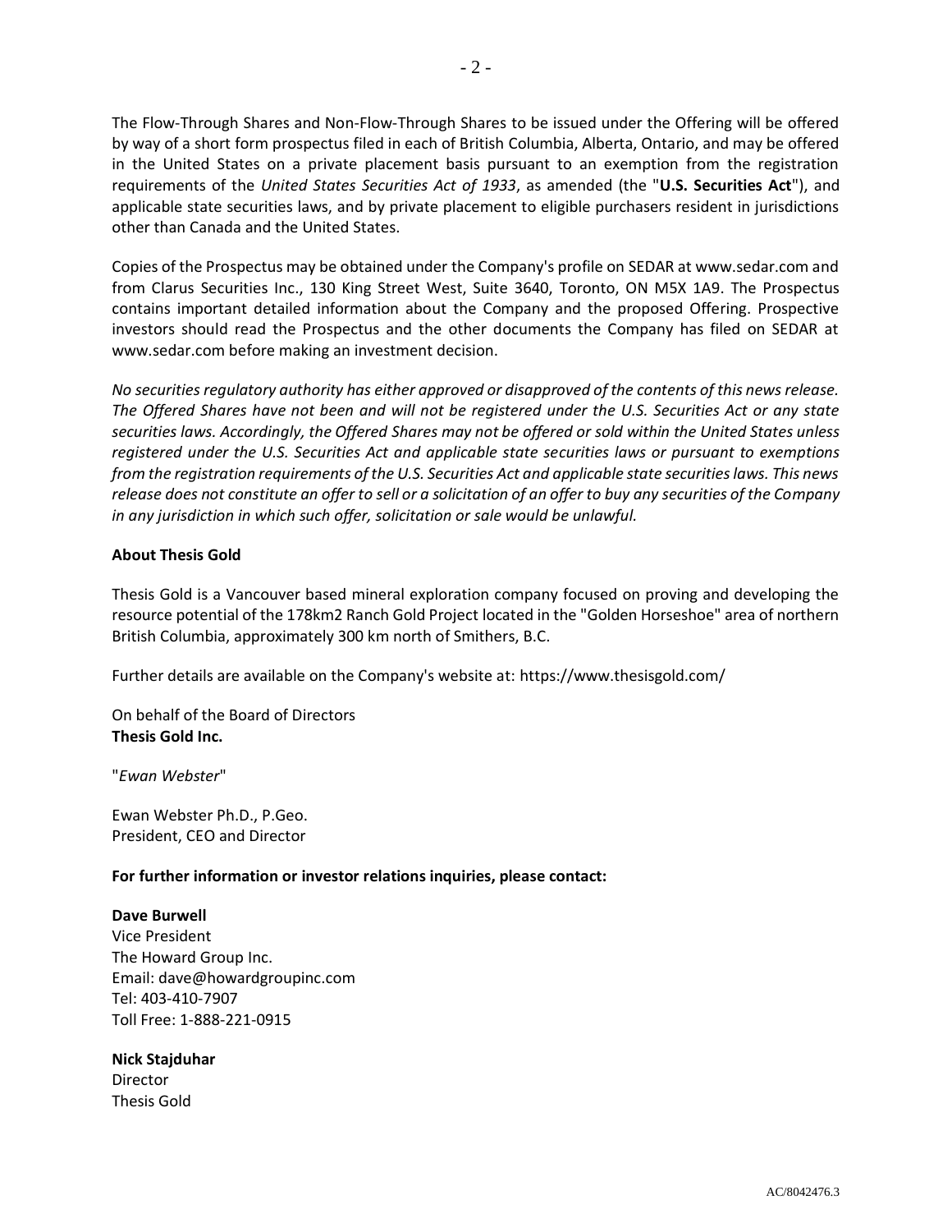The Flow-Through Shares and Non-Flow-Through Shares to be issued under the Offering will be offered by way of a short form prospectus filed in each of British Columbia, Alberta, Ontario, and may be offered in the United States on a private placement basis pursuant to an exemption from the registration requirements of the *United States Securities Act of 1933*, as amended (the "**U.S. Securities Act**"), and applicable state securities laws, and by private placement to eligible purchasers resident in jurisdictions other than Canada and the United States.

Copies of the Prospectus may be obtained under the Company's profile on SEDAR at www.sedar.com and from Clarus Securities Inc., 130 King Street West, Suite 3640, Toronto, ON M5X 1A9. The Prospectus contains important detailed information about the Company and the proposed Offering. Prospective investors should read the Prospectus and the other documents the Company has filed on SEDAR at www.sedar.com before making an investment decision.

*No securities regulatory authority has either approved or disapproved of the contents of this news release. The Offered Shares have not been and will not be registered under the U.S. Securities Act or any state securities laws. Accordingly, the Offered Shares may not be offered or sold within the United States unless registered under the U.S. Securities Act and applicable state securities laws or pursuant to exemptions from the registration requirements of the U.S. Securities Act and applicable state securities laws. This news release does not constitute an offer to sell or a solicitation of an offer to buy any securities of the Company in any jurisdiction in which such offer, solicitation or sale would be unlawful.*

**About Thesis Gold**

Thesis Gold is a Vancouver based mineral exploration company focused on proving and developing the resource potential of the 178km2 Ranch Gold Project located in the "Golden Horseshoe" area of northern British Columbia, approximately 300 km north of Smithers, B.C.

Further details are available on the Company's website at: https://www.thesisgold.com/

On behalf of the Board of Directors
**Thesis Gold Inc.**

"*Ewan Webster*"

Ewan Webster Ph.D., P.Geo.
President, CEO and Director

**For further information or investor relations inquiries, please contact:**

**Dave Burwell**
Vice President
The Howard Group Inc.
Email: dave@howardgroupinc.com
Tel: 403-410-7907
Toll Free: 1-888-221-0915

**Nick Stajduhar**
Director
Thesis Gold

AC/8042476.3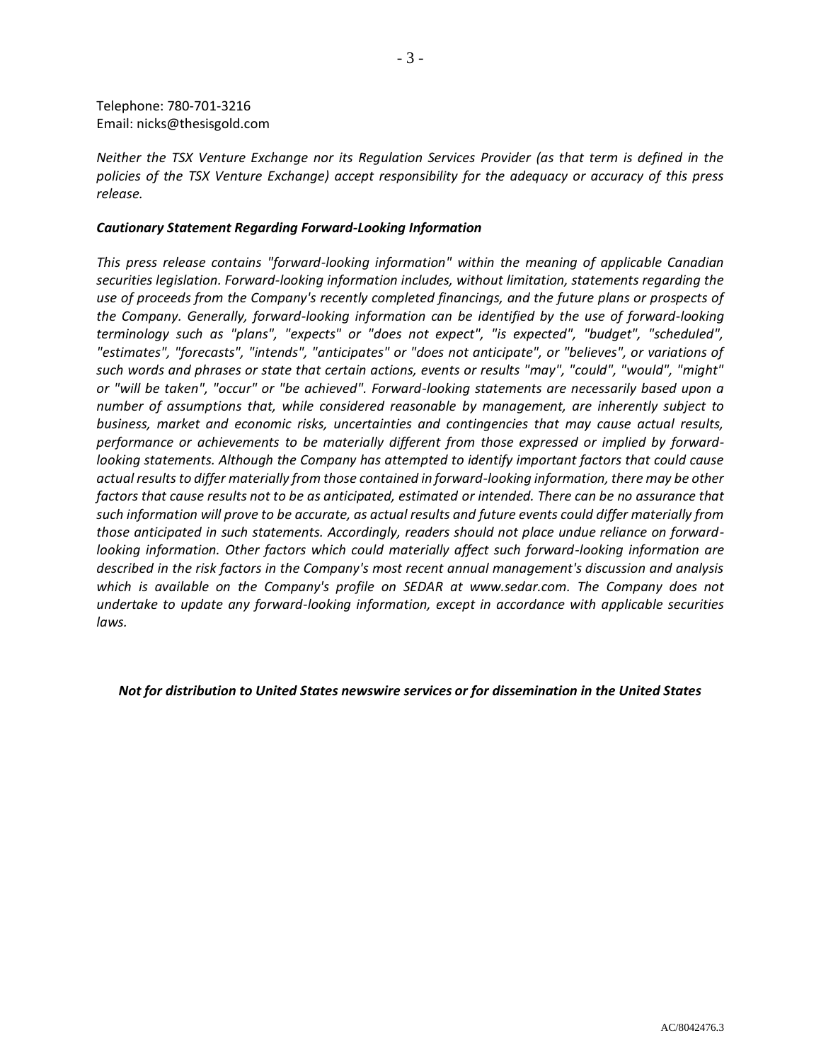Telephone: 780-701-3216
Email: nicks@thesisgold.com

*Neither the TSX Venture Exchange nor its Regulation Services Provider (as that term is defined in the policies of the TSX Venture Exchange) accept responsibility for the adequacy or accuracy of this press release.*

***Cautionary Statement Regarding Forward-Looking Information***

*This press release contains "forward-looking information" within the meaning of applicable Canadian securities legislation. Forward-looking information includes, without limitation, statements regarding the use of proceeds from the Company's recently completed financings, and the future plans or prospects of the Company. Generally, forward-looking information can be identified by the use of forward-looking terminology such as "plans", "expects" or "does not expect", "is expected", "budget", "scheduled", "estimates", "forecasts", "intends", "anticipates" or "does not anticipate", or "believes", or variations of such words and phrases or state that certain actions, events or results "may", "could", "would", "might" or "will be taken", "occur" or "be achieved". Forward-looking statements are necessarily based upon a number of assumptions that, while considered reasonable by management, are inherently subject to business, market and economic risks, uncertainties and contingencies that may cause actual results, performance or achievements to be materially different from those expressed or implied by forward-looking statements. Although the Company has attempted to identify important factors that could cause actual results to differ materially from those contained in forward-looking information, there may be other factors that cause results not to be as anticipated, estimated or intended. There can be no assurance that such information will prove to be accurate, as actual results and future events could differ materially from those anticipated in such statements. Accordingly, readers should not place undue reliance on forward-looking information. Other factors which could materially affect such forward-looking information are described in the risk factors in the Company's most recent annual management's discussion and analysis which is available on the Company's profile on SEDAR at www.sedar.com. The Company does not undertake to update any forward-looking information, except in accordance with applicable securities laws.*

***Not for distribution to United States newswire services or for dissemination in the United States***

AC/8042476.3